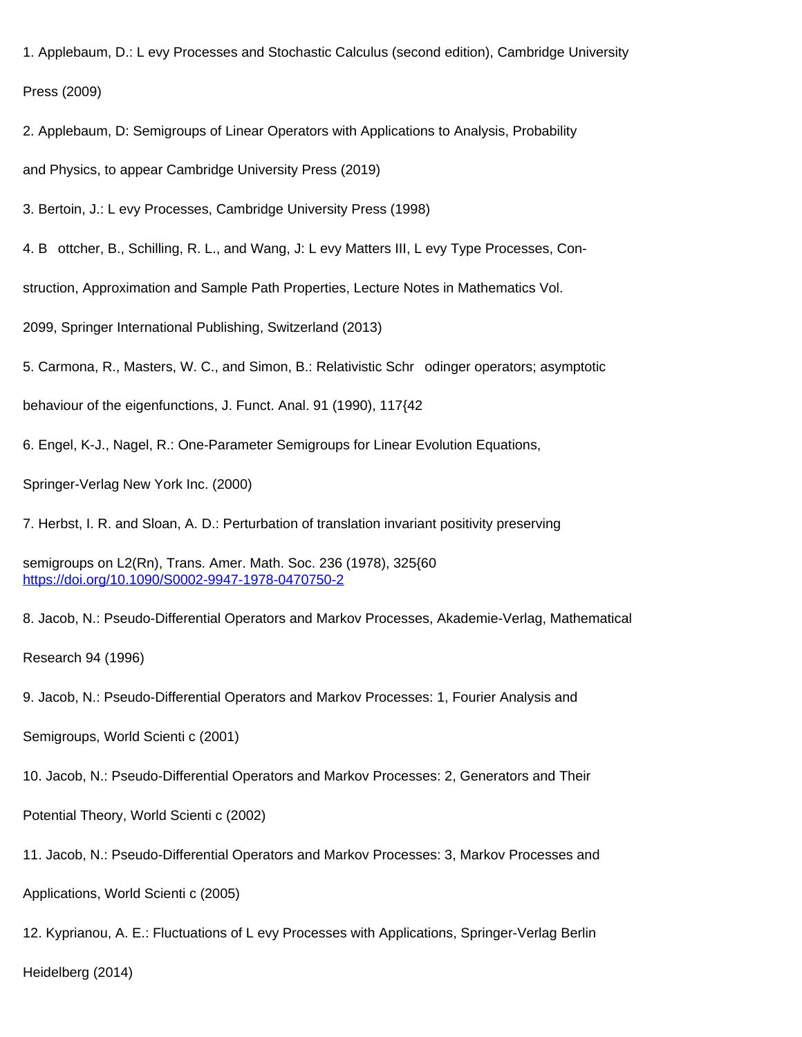1. Applebaum, D.: L evy Processes and Stochastic Calculus (second edition), Cambridge University Press (2009)

2. Applebaum, D: Semigroups of Linear Operators with Applications to Analysis, Probability and Physics, to appear Cambridge University Press (2019)

3. Bertoin, J.: L evy Processes, Cambridge University Press (1998)

4. B ottcher, B., Schilling, R. L., and Wang, J: L evy Matters III, L evy Type Processes, Construction, Approximation and Sample Path Properties, Lecture Notes in Mathematics Vol. 2099, Springer International Publishing, Switzerland (2013)

5. Carmona, R., Masters, W. C., and Simon, B.: Relativistic Schr odinger operators; asymptotic behaviour of the eigenfunctions, J. Funct. Anal. 91 (1990), 117{42

6. Engel, K-J., Nagel, R.: One-Parameter Semigroups for Linear Evolution Equations, Springer-Verlag New York Inc. (2000)

7. Herbst, I. R. and Sloan, A. D.: Perturbation of translation invariant positivity preserving semigroups on L2(Rn), Trans. Amer. Math. Soc. 236 (1978), 325{60 https://doi.org/10.1090/S0002-9947-1978-0470750-2

8. Jacob, N.: Pseudo-Differential Operators and Markov Processes, Akademie-Verlag, Mathematical Research 94 (1996)

9. Jacob, N.: Pseudo-Differential Operators and Markov Processes: 1, Fourier Analysis and Semigroups, World Scienti c (2001)

10. Jacob, N.: Pseudo-Differential Operators and Markov Processes: 2, Generators and Their Potential Theory, World Scienti c (2002)

11. Jacob, N.: Pseudo-Differential Operators and Markov Processes: 3, Markov Processes and Applications, World Scienti c (2005)

12. Kyprianou, A. E.: Fluctuations of L evy Processes with Applications, Springer-Verlag Berlin Heidelberg (2014)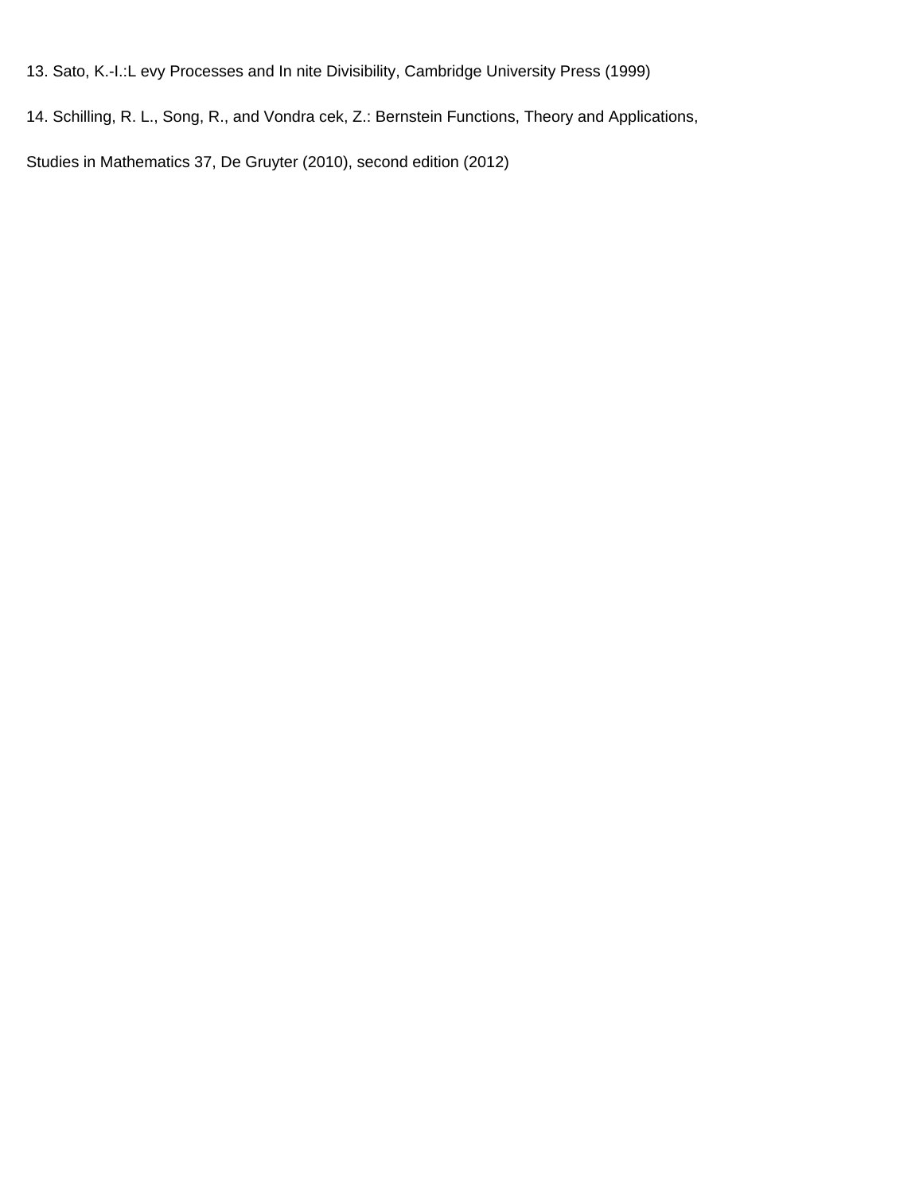13. Sato, K.-I.:L evy Processes and In nite Divisibility, Cambridge University Press (1999)

14. Schilling, R. L., Song, R., and Vondra cek, Z.: Bernstein Functions, Theory and Applications, Studies in Mathematics 37, De Gruyter (2010), second edition (2012)